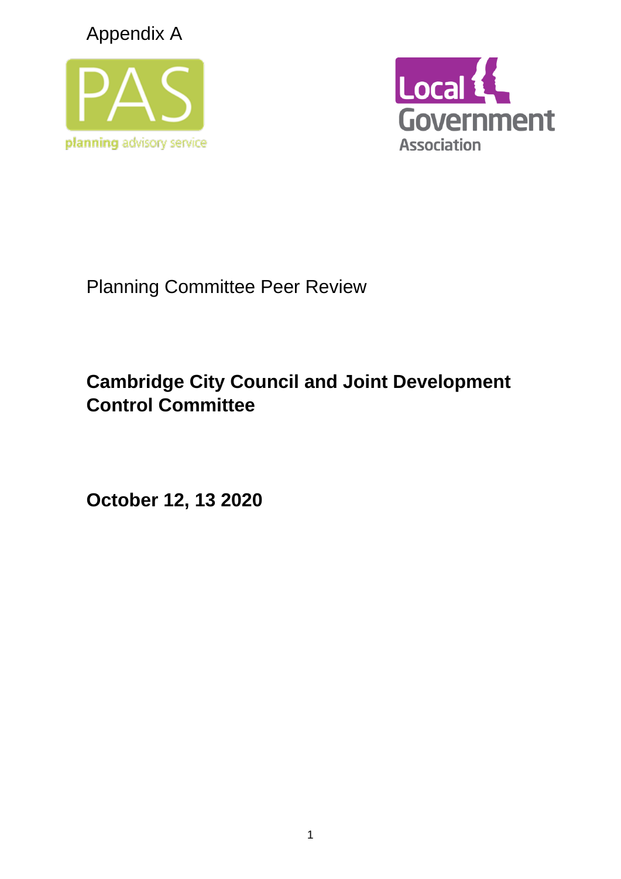Appendix A

planning advisory service

Local Government Association

Planning Committee Peer Review

# Cambridge City Council and Joint Development Control Committee

**October 12, 13 2020**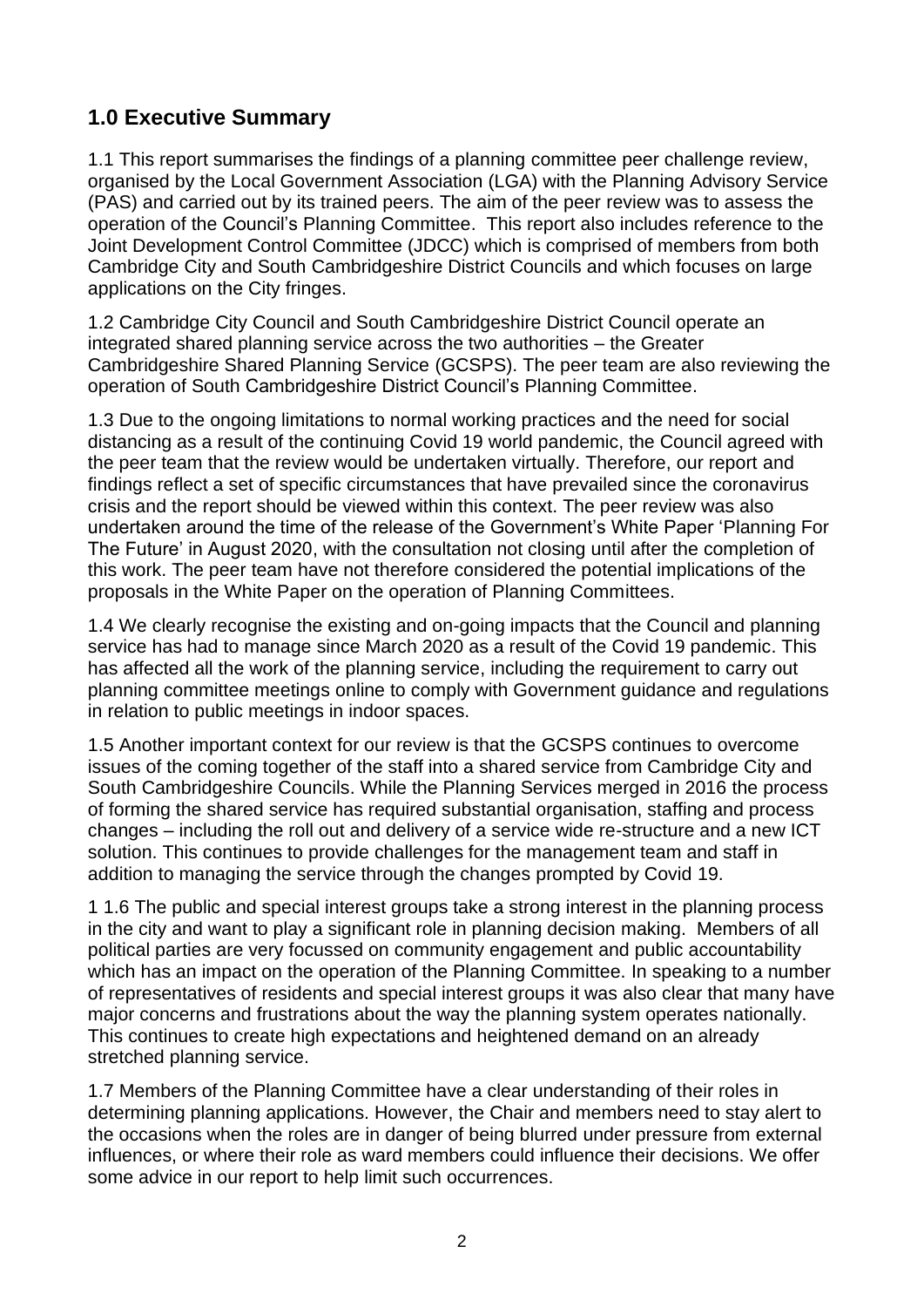## 1.0 Executive Summary

1.1 This report summarises the findings of a planning committee peer challenge review, organised by the Local Government Association (LGA) with the Planning Advisory Service (PAS) and carried out by its trained peers. The aim of the peer review was to assess the operation of the Council's Planning Committee. This report also includes reference to the Joint Development Control Committee (JDCC) which is comprised of members from both Cambridge City and South Cambridgeshire District Councils and which focuses on large applications on the City fringes.

1.2 Cambridge City Council and South Cambridgeshire District Council operate an integrated shared planning service across the two authorities – the Greater Cambridgeshire Shared Planning Service (GCSPS). The peer team are also reviewing the operation of South Cambridgeshire District Council's Planning Committee.

1.3 Due to the ongoing limitations to normal working practices and the need for social distancing as a result of the continuing Covid 19 world pandemic, the Council agreed with the peer team that the review would be undertaken virtually. Therefore, our report and findings reflect a set of specific circumstances that have prevailed since the coronavirus crisis and the report should be viewed within this context. The peer review was also undertaken around the time of the release of the Government's White Paper 'Planning For The Future' in August 2020, with the consultation not closing until after the completion of this work. The peer team have not therefore considered the potential implications of the proposals in the White Paper on the operation of Planning Committees.

1.4 We clearly recognise the existing and on-going impacts that the Council and planning service has had to manage since March 2020 as a result of the Covid 19 pandemic. This has affected all the work of the planning service, including the requirement to carry out planning committee meetings online to comply with Government guidance and regulations in relation to public meetings in indoor spaces.

1.5 Another important context for our review is that the GCSPS continues to overcome issues of the coming together of the staff into a shared service from Cambridge City and South Cambridgeshire Councils. While the Planning Services merged in 2016 the process of forming the shared service has required substantial organisation, staffing and process changes – including the roll out and delivery of a service wide re-structure and a new ICT solution. This continues to provide challenges for the management team and staff in addition to managing the service through the changes prompted by Covid 19.

1 1.6 The public and special interest groups take a strong interest in the planning process in the city and want to play a significant role in planning decision making. Members of all political parties are very focussed on community engagement and public accountability which has an impact on the operation of the Planning Committee. In speaking to a number of representatives of residents and special interest groups it was also clear that many have major concerns and frustrations about the way the planning system operates nationally. This continues to create high expectations and heightened demand on an already stretched planning service.

1.7 Members of the Planning Committee have a clear understanding of their roles in determining planning applications. However, the Chair and members need to stay alert to the occasions when the roles are in danger of being blurred under pressure from external influences, or where their role as ward members could influence their decisions. We offer some advice in our report to help limit such occurrences.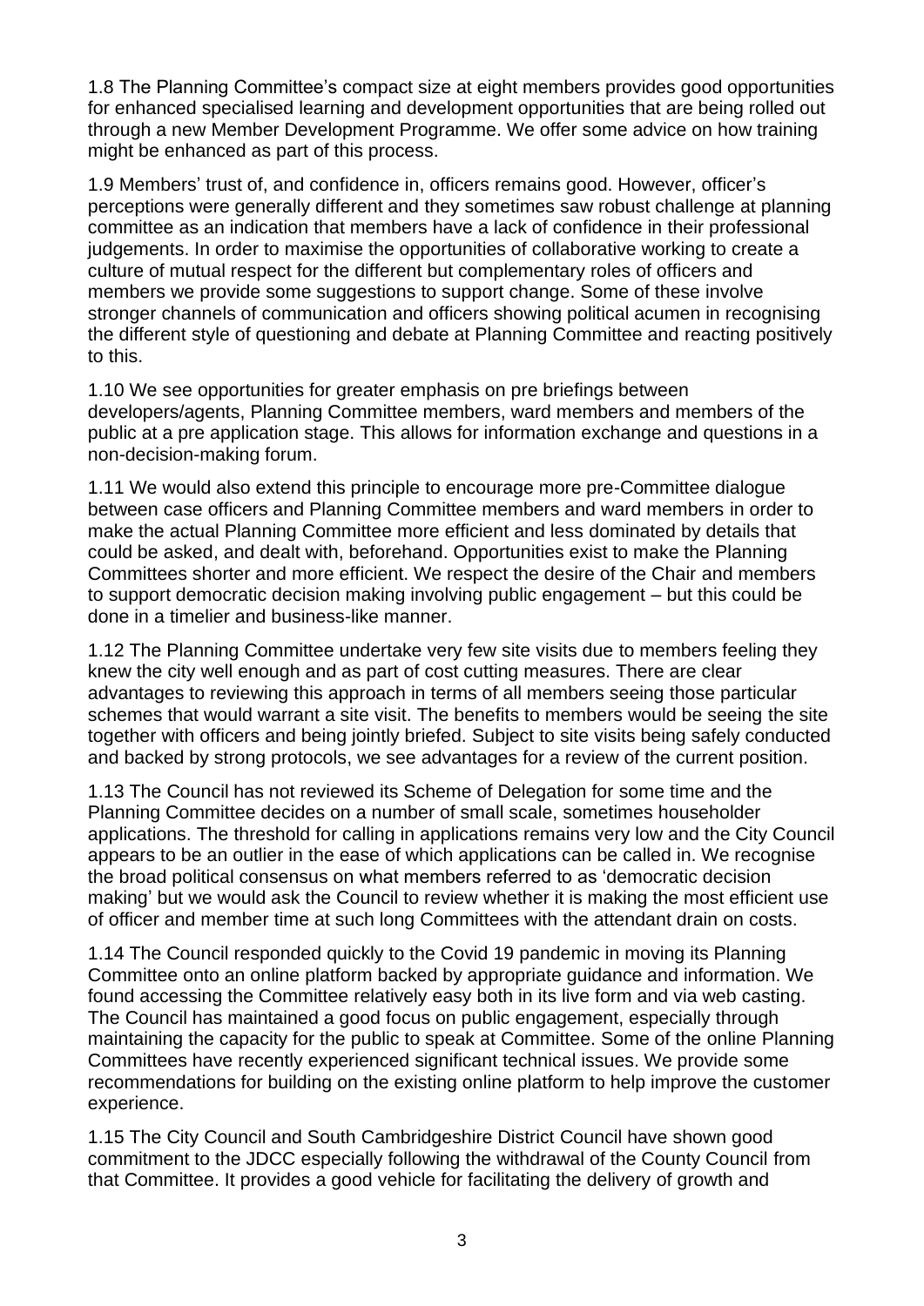1.8 The Planning Committee's compact size at eight members provides good opportunities for enhanced specialised learning and development opportunities that are being rolled out through a new Member Development Programme. We offer some advice on how training might be enhanced as part of this process.

1.9 Members' trust of, and confidence in, officers remains good. However, officer's perceptions were generally different and they sometimes saw robust challenge at planning committee as an indication that members have a lack of confidence in their professional judgements. In order to maximise the opportunities of collaborative working to create a culture of mutual respect for the different but complementary roles of officers and members we provide some suggestions to support change. Some of these involve stronger channels of communication and officers showing political acumen in recognising the different style of questioning and debate at Planning Committee and reacting positively to this.

1.10 We see opportunities for greater emphasis on pre briefings between developers/agents, Planning Committee members, ward members and members of the public at a pre application stage. This allows for information exchange and questions in a non-decision-making forum.

1.11 We would also extend this principle to encourage more pre-Committee dialogue between case officers and Planning Committee members and ward members in order to make the actual Planning Committee more efficient and less dominated by details that could be asked, and dealt with, beforehand. Opportunities exist to make the Planning Committees shorter and more efficient. We respect the desire of the Chair and members to support democratic decision making involving public engagement – but this could be done in a timelier and business-like manner.

1.12 The Planning Committee undertake very few site visits due to members feeling they knew the city well enough and as part of cost cutting measures. There are clear advantages to reviewing this approach in terms of all members seeing those particular schemes that would warrant a site visit. The benefits to members would be seeing the site together with officers and being jointly briefed. Subject to site visits being safely conducted and backed by strong protocols, we see advantages for a review of the current position.

1.13 The Council has not reviewed its Scheme of Delegation for some time and the Planning Committee decides on a number of small scale, sometimes householder applications. The threshold for calling in applications remains very low and the City Council appears to be an outlier in the ease of which applications can be called in. We recognise the broad political consensus on what members referred to as 'democratic decision making' but we would ask the Council to review whether it is making the most efficient use of officer and member time at such long Committees with the attendant drain on costs.

1.14 The Council responded quickly to the Covid 19 pandemic in moving its Planning Committee onto an online platform backed by appropriate guidance and information. We found accessing the Committee relatively easy both in its live form and via web casting. The Council has maintained a good focus on public engagement, especially through maintaining the capacity for the public to speak at Committee. Some of the online Planning Committees have recently experienced significant technical issues. We provide some recommendations for building on the existing online platform to help improve the customer experience.

1.15 The City Council and South Cambridgeshire District Council have shown good commitment to the JDCC especially following the withdrawal of the County Council from that Committee. It provides a good vehicle for facilitating the delivery of growth and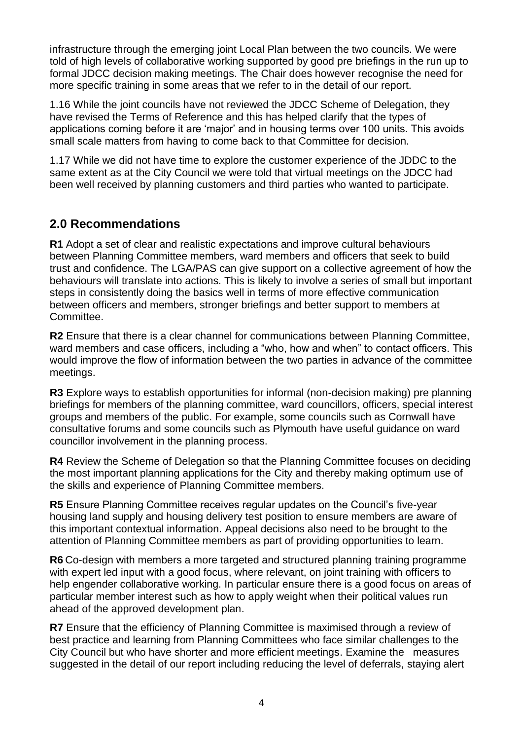infrastructure through the emerging joint Local Plan between the two councils. We were told of high levels of collaborative working supported by good pre briefings in the run up to formal JDCC decision making meetings. The Chair does however recognise the need for more specific training in some areas that we refer to in the detail of our report.

1.16 While the joint councils have not reviewed the JDCC Scheme of Delegation, they have revised the Terms of Reference and this has helped clarify that the types of applications coming before it are 'major' and in housing terms over 100 units. This avoids small scale matters from having to come back to that Committee for decision.

1.17 While we did not have time to explore the customer experience of the JDDC to the same extent as at the City Council we were told that virtual meetings on the JDCC had been well received by planning customers and third parties who wanted to participate.

## 2.0 Recommendations

**R1** Adopt a set of clear and realistic expectations and improve cultural behaviours between Planning Committee members, ward members and officers that seek to build trust and confidence. The LGA/PAS can give support on a collective agreement of how the behaviours will translate into actions. This is likely to involve a series of small but important steps in consistently doing the basics well in terms of more effective communication between officers and members, stronger briefings and better support to members at Committee.

**R2** Ensure that there is a clear channel for communications between Planning Committee, ward members and case officers, including a "who, how and when" to contact officers. This would improve the flow of information between the two parties in advance of the committee meetings.

**R3** Explore ways to establish opportunities for informal (non-decision making) pre planning briefings for members of the planning committee, ward councillors, officers, special interest groups and members of the public. For example, some councils such as Cornwall have consultative forums and some councils such as Plymouth have useful guidance on ward councillor involvement in the planning process.

**R4** Review the Scheme of Delegation so that the Planning Committee focuses on deciding the most important planning applications for the City and thereby making optimum use of the skills and experience of Planning Committee members.

**R5** Ensure Planning Committee receives regular updates on the Council's five-year housing land supply and housing delivery test position to ensure members are aware of this important contextual information. Appeal decisions also need to be brought to the attention of Planning Committee members as part of providing opportunities to learn.

**R6** Co-design with members a more targeted and structured planning training programme with expert led input with a good focus, where relevant, on joint training with officers to help engender collaborative working. In particular ensure there is a good focus on areas of particular member interest such as how to apply weight when their political values run ahead of the approved development plan.

**R7** Ensure that the efficiency of Planning Committee is maximised through a review of best practice and learning from Planning Committees who face similar challenges to the City Council but who have shorter and more efficient meetings. Examine the measures suggested in the detail of our report including reducing the level of deferrals, staying alert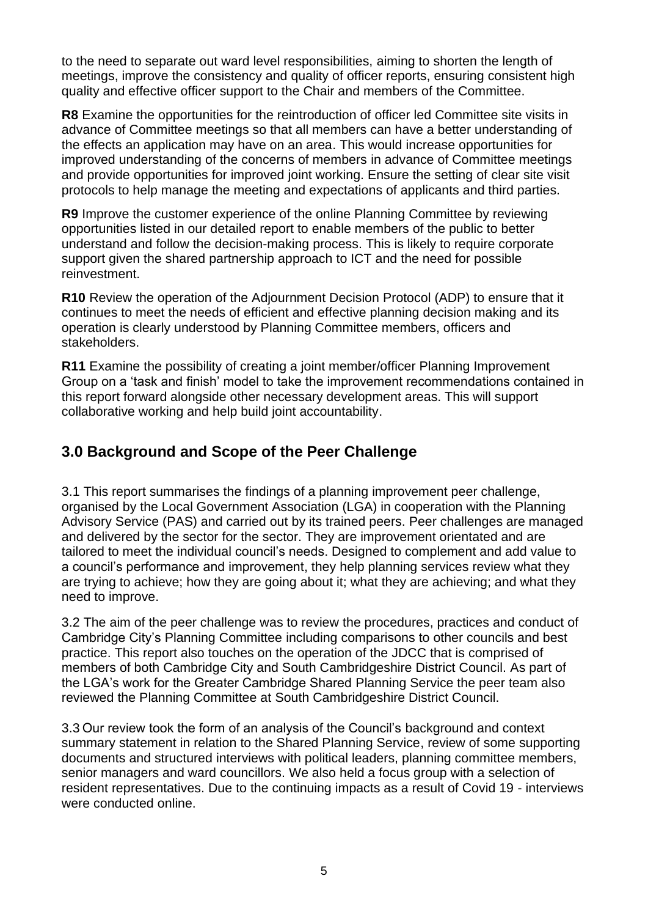to the need to separate out ward level responsibilities, aiming to shorten the length of meetings, improve the consistency and quality of officer reports, ensuring consistent high quality and effective officer support to the Chair and members of the Committee.

**R8** Examine the opportunities for the reintroduction of officer led Committee site visits in advance of Committee meetings so that all members can have a better understanding of the effects an application may have on an area. This would increase opportunities for improved understanding of the concerns of members in advance of Committee meetings and provide opportunities for improved joint working. Ensure the setting of clear site visit protocols to help manage the meeting and expectations of applicants and third parties.

**R9** Improve the customer experience of the online Planning Committee by reviewing opportunities listed in our detailed report to enable members of the public to better understand and follow the decision-making process. This is likely to require corporate support given the shared partnership approach to ICT and the need for possible reinvestment.

**R10** Review the operation of the Adjournment Decision Protocol (ADP) to ensure that it continues to meet the needs of efficient and effective planning decision making and its operation is clearly understood by Planning Committee members, officers and stakeholders.

**R11** Examine the possibility of creating a joint member/officer Planning Improvement Group on a 'task and finish' model to take the improvement recommendations contained in this report forward alongside other necessary development areas. This will support collaborative working and help build joint accountability.

## 3.0 Background and Scope of the Peer Challenge

3.1 This report summarises the findings of a planning improvement peer challenge, organised by the Local Government Association (LGA) in cooperation with the Planning Advisory Service (PAS) and carried out by its trained peers. Peer challenges are managed and delivered by the sector for the sector. They are improvement orientated and are tailored to meet the individual council's needs. Designed to complement and add value to a council's performance and improvement, they help planning services review what they are trying to achieve; how they are going about it; what they are achieving; and what they need to improve.

3.2 The aim of the peer challenge was to review the procedures, practices and conduct of Cambridge City's Planning Committee including comparisons to other councils and best practice. This report also touches on the operation of the JDCC that is comprised of members of both Cambridge City and South Cambridgeshire District Council. As part of the LGA's work for the Greater Cambridge Shared Planning Service the peer team also reviewed the Planning Committee at South Cambridgeshire District Council.

3.3 Our review took the form of an analysis of the Council's background and context summary statement in relation to the Shared Planning Service, review of some supporting documents and structured interviews with political leaders, planning committee members, senior managers and ward councillors. We also held a focus group with a selection of resident representatives. Due to the continuing impacts as a result of Covid 19 - interviews were conducted online.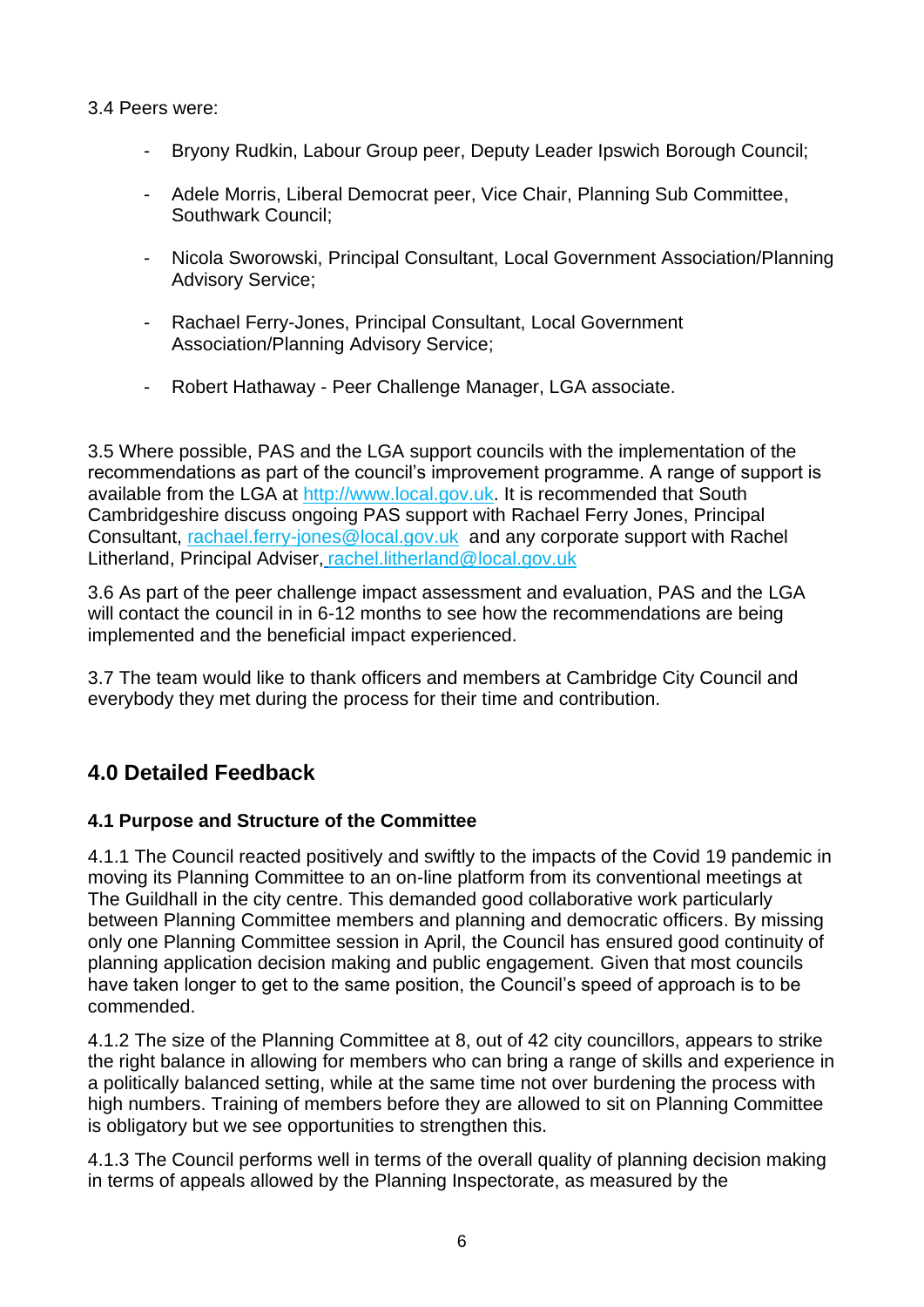3.4 Peers were:

- Bryony Rudkin, Labour Group peer, Deputy Leader Ipswich Borough Council;
- Adele Morris, Liberal Democrat peer, Vice Chair, Planning Sub Committee, Southwark Council;
- Nicola Sworowski, Principal Consultant, Local Government Association/Planning Advisory Service;
- Rachael Ferry-Jones, Principal Consultant, Local Government Association/Planning Advisory Service;
- Robert Hathaway - Peer Challenge Manager, LGA associate.

3.5 Where possible, PAS and the LGA support councils with the implementation of the recommendations as part of the council's improvement programme. A range of support is available from the LGA at [http://www.local.gov.uk](http://www.local.gov.uk). It is recommended that South Cambridgeshire discuss ongoing PAS support with Rachael Ferry Jones, Principal Consultant, [rachael.ferry-jones@local.gov.uk](mailto:rachael.ferry-jones@local.gov.uk) and any corporate support with Rachel Litherland, Principal Adviser, [rachel.litherland@local.gov.uk](mailto:rachel.litherland@local.gov.uk)

3.6 As part of the peer challenge impact assessment and evaluation, PAS and the LGA will contact the council in in 6-12 months to see how the recommendations are being implemented and the beneficial impact experienced.

3.7 The team would like to thank officers and members at Cambridge City Council and everybody they met during the process for their time and contribution.

## 4.0 Detailed Feedback

### 4.1 Purpose and Structure of the Committee

4.1.1 The Council reacted positively and swiftly to the impacts of the Covid 19 pandemic in moving its Planning Committee to an on-line platform from its conventional meetings at The Guildhall in the city centre. This demanded good collaborative work particularly between Planning Committee members and planning and democratic officers. By missing only one Planning Committee session in April, the Council has ensured good continuity of planning application decision making and public engagement. Given that most councils have taken longer to get to the same position, the Council's speed of approach is to be commended.

4.1.2 The size of the Planning Committee at 8, out of 42 city councillors, appears to strike the right balance in allowing for members who can bring a range of skills and experience in a politically balanced setting, while at the same time not over burdening the process with high numbers. Training of members before they are allowed to sit on Planning Committee is obligatory but we see opportunities to strengthen this.

4.1.3 The Council performs well in terms of the overall quality of planning decision making in terms of appeals allowed by the Planning Inspectorate, as measured by the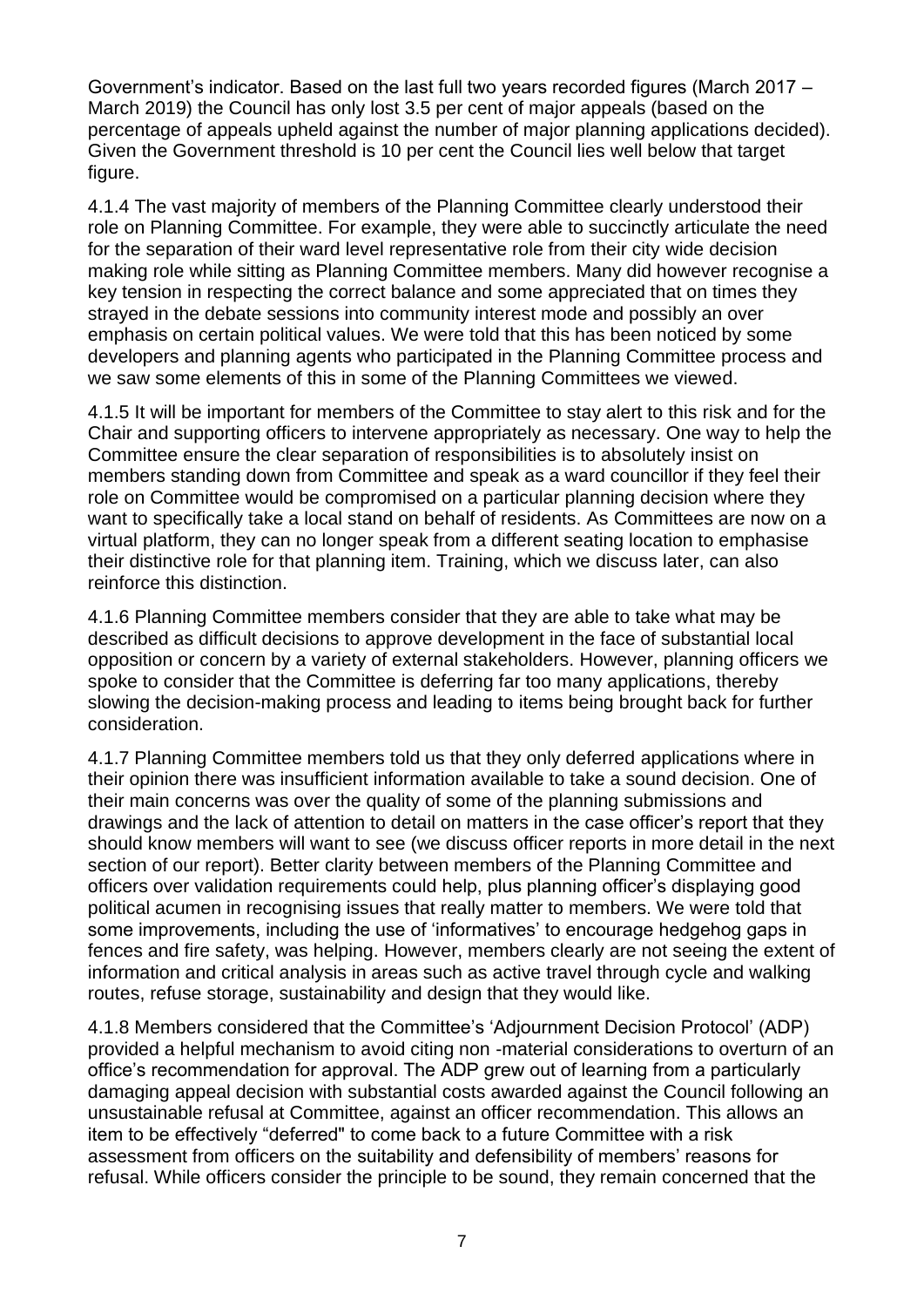Government's indicator. Based on the last full two years recorded figures (March 2017 – March 2019) the Council has only lost 3.5 per cent of major appeals (based on the percentage of appeals upheld against the number of major planning applications decided). Given the Government threshold is 10 per cent the Council lies well below that target figure.

4.1.4 The vast majority of members of the Planning Committee clearly understood their role on Planning Committee. For example, they were able to succinctly articulate the need for the separation of their ward level representative role from their city wide decision making role while sitting as Planning Committee members. Many did however recognise a key tension in respecting the correct balance and some appreciated that on times they strayed in the debate sessions into community interest mode and possibly an over emphasis on certain political values. We were told that this has been noticed by some developers and planning agents who participated in the Planning Committee process and we saw some elements of this in some of the Planning Committees we viewed.

4.1.5 It will be important for members of the Committee to stay alert to this risk and for the Chair and supporting officers to intervene appropriately as necessary. One way to help the Committee ensure the clear separation of responsibilities is to absolutely insist on members standing down from Committee and speak as a ward councillor if they feel their role on Committee would be compromised on a particular planning decision where they want to specifically take a local stand on behalf of residents. As Committees are now on a virtual platform, they can no longer speak from a different seating location to emphasise their distinctive role for that planning item. Training, which we discuss later, can also reinforce this distinction.

4.1.6 Planning Committee members consider that they are able to take what may be described as difficult decisions to approve development in the face of substantial local opposition or concern by a variety of external stakeholders. However, planning officers we spoke to consider that the Committee is deferring far too many applications, thereby slowing the decision-making process and leading to items being brought back for further consideration.

4.1.7 Planning Committee members told us that they only deferred applications where in their opinion there was insufficient information available to take a sound decision. One of their main concerns was over the quality of some of the planning submissions and drawings and the lack of attention to detail on matters in the case officer's report that they should know members will want to see (we discuss officer reports in more detail in the next section of our report). Better clarity between members of the Planning Committee and officers over validation requirements could help, plus planning officer's displaying good political acumen in recognising issues that really matter to members. We were told that some improvements, including the use of 'informatives' to encourage hedgehog gaps in fences and fire safety, was helping. However, members clearly are not seeing the extent of information and critical analysis in areas such as active travel through cycle and walking routes, refuse storage, sustainability and design that they would like.

4.1.8 Members considered that the Committee's 'Adjournment Decision Protocol' (ADP) provided a helpful mechanism to avoid citing non -material considerations to overturn of an office's recommendation for approval. The ADP grew out of learning from a particularly damaging appeal decision with substantial costs awarded against the Council following an unsustainable refusal at Committee, against an officer recommendation. This allows an item to be effectively "deferred" to come back to a future Committee with a risk assessment from officers on the suitability and defensibility of members' reasons for refusal. While officers consider the principle to be sound, they remain concerned that the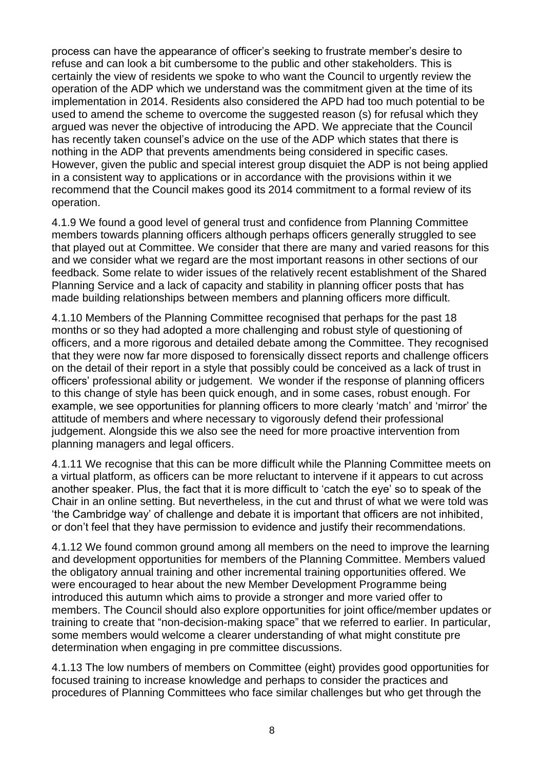process can have the appearance of officer's seeking to frustrate member's desire to refuse and can look a bit cumbersome to the public and other stakeholders. This is certainly the view of residents we spoke to who want the Council to urgently review the operation of the ADP which we understand was the commitment given at the time of its implementation in 2014. Residents also considered the APD had too much potential to be used to amend the scheme to overcome the suggested reason (s) for refusal which they argued was never the objective of introducing the APD. We appreciate that the Council has recently taken counsel's advice on the use of the ADP which states that there is nothing in the ADP that prevents amendments being considered in specific cases. However, given the public and special interest group disquiet the ADP is not being applied in a consistent way to applications or in accordance with the provisions within it we recommend that the Council makes good its 2014 commitment to a formal review of its operation.

4.1.9 We found a good level of general trust and confidence from Planning Committee members towards planning officers although perhaps officers generally struggled to see that played out at Committee. We consider that there are many and varied reasons for this and we consider what we regard are the most important reasons in other sections of our feedback. Some relate to wider issues of the relatively recent establishment of the Shared Planning Service and a lack of capacity and stability in planning officer posts that has made building relationships between members and planning officers more difficult.

4.1.10 Members of the Planning Committee recognised that perhaps for the past 18 months or so they had adopted a more challenging and robust style of questioning of officers, and a more rigorous and detailed debate among the Committee. They recognised that they were now far more disposed to forensically dissect reports and challenge officers on the detail of their report in a style that possibly could be conceived as a lack of trust in officers' professional ability or judgement. We wonder if the response of planning officers to this change of style has been quick enough, and in some cases, robust enough. For example, we see opportunities for planning officers to more clearly 'match' and 'mirror' the attitude of members and where necessary to vigorously defend their professional judgement. Alongside this we also see the need for more proactive intervention from planning managers and legal officers.

4.1.11 We recognise that this can be more difficult while the Planning Committee meets on a virtual platform, as officers can be more reluctant to intervene if it appears to cut across another speaker. Plus, the fact that it is more difficult to 'catch the eye' so to speak of the Chair in an online setting. But nevertheless, in the cut and thrust of what we were told was 'the Cambridge way' of challenge and debate it is important that officers are not inhibited, or don't feel that they have permission to evidence and justify their recommendations.

4.1.12 We found common ground among all members on the need to improve the learning and development opportunities for members of the Planning Committee. Members valued the obligatory annual training and other incremental training opportunities offered. We were encouraged to hear about the new Member Development Programme being introduced this autumn which aims to provide a stronger and more varied offer to members. The Council should also explore opportunities for joint office/member updates or training to create that "non-decision-making space" that we referred to earlier. In particular, some members would welcome a clearer understanding of what might constitute pre determination when engaging in pre committee discussions.

4.1.13 The low numbers of members on Committee (eight) provides good opportunities for focused training to increase knowledge and perhaps to consider the practices and procedures of Planning Committees who face similar challenges but who get through the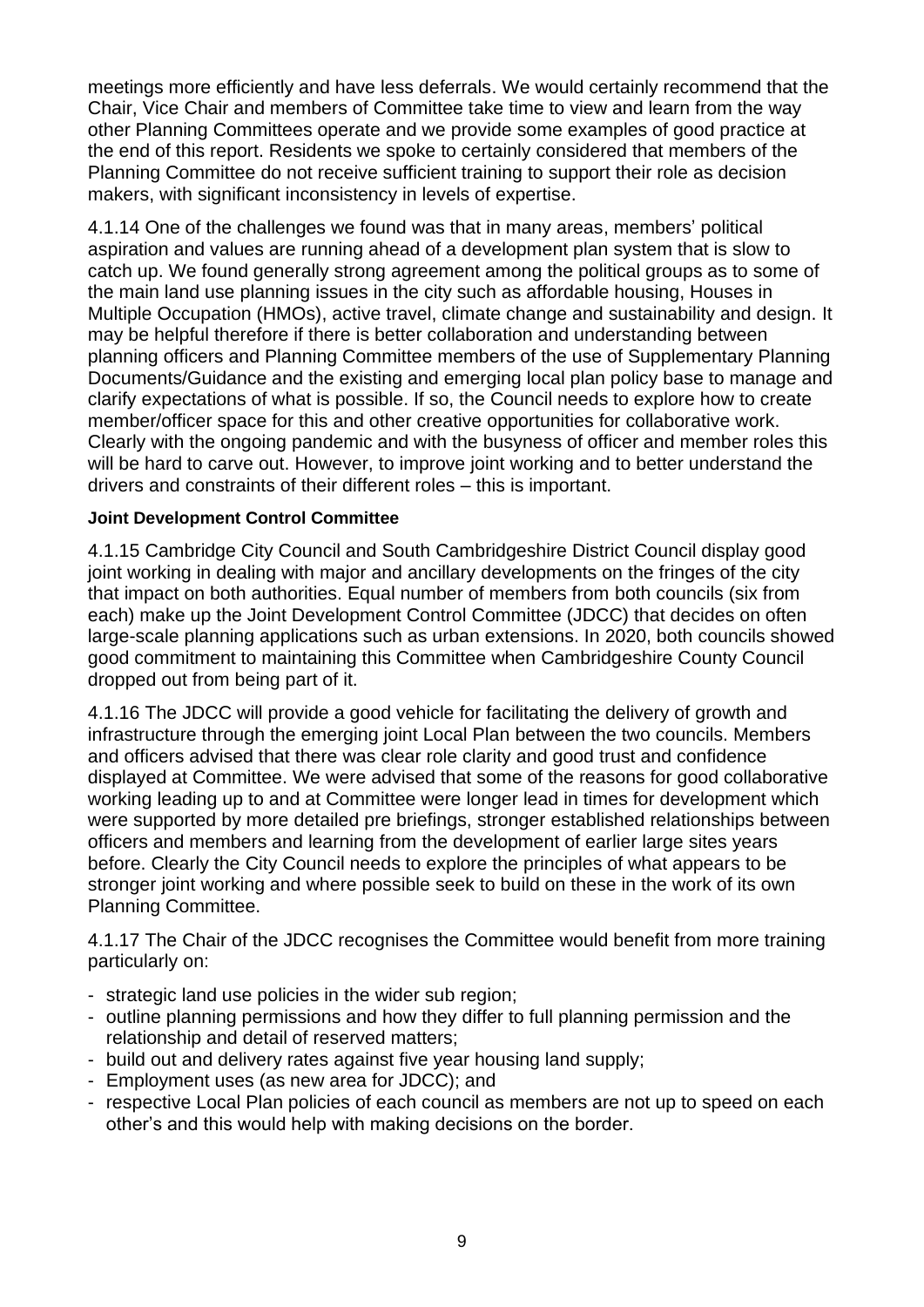meetings more efficiently and have less deferrals. We would certainly recommend that the Chair, Vice Chair and members of Committee take time to view and learn from the way other Planning Committees operate and we provide some examples of good practice at the end of this report. Residents we spoke to certainly considered that members of the Planning Committee do not receive sufficient training to support their role as decision makers, with significant inconsistency in levels of expertise.

4.1.14 One of the challenges we found was that in many areas, members' political aspiration and values are running ahead of a development plan system that is slow to catch up. We found generally strong agreement among the political groups as to some of the main land use planning issues in the city such as affordable housing, Houses in Multiple Occupation (HMOs), active travel, climate change and sustainability and design. It may be helpful therefore if there is better collaboration and understanding between planning officers and Planning Committee members of the use of Supplementary Planning Documents/Guidance and the existing and emerging local plan policy base to manage and clarify expectations of what is possible. If so, the Council needs to explore how to create member/officer space for this and other creative opportunities for collaborative work. Clearly with the ongoing pandemic and with the busyness of officer and member roles this will be hard to carve out. However, to improve joint working and to better understand the drivers and constraints of their different roles – this is important.

**Joint Development Control Committee**

4.1.15 Cambridge City Council and South Cambridgeshire District Council display good joint working in dealing with major and ancillary developments on the fringes of the city that impact on both authorities. Equal number of members from both councils (six from each) make up the Joint Development Control Committee (JDCC) that decides on often large-scale planning applications such as urban extensions. In 2020, both councils showed good commitment to maintaining this Committee when Cambridgeshire County Council dropped out from being part of it.

4.1.16 The JDCC will provide a good vehicle for facilitating the delivery of growth and infrastructure through the emerging joint Local Plan between the two councils. Members and officers advised that there was clear role clarity and good trust and confidence displayed at Committee. We were advised that some of the reasons for good collaborative working leading up to and at Committee were longer lead in times for development which were supported by more detailed pre briefings, stronger established relationships between officers and members and learning from the development of earlier large sites years before. Clearly the City Council needs to explore the principles of what appears to be stronger joint working and where possible seek to build on these in the work of its own Planning Committee.

4.1.17 The Chair of the JDCC recognises the Committee would benefit from more training particularly on:

- strategic land use policies in the wider sub region;
- outline planning permissions and how they differ to full planning permission and the relationship and detail of reserved matters;
- build out and delivery rates against five year housing land supply;
- Employment uses (as new area for JDCC); and
- respective Local Plan policies of each council as members are not up to speed on each other's and this would help with making decisions on the border.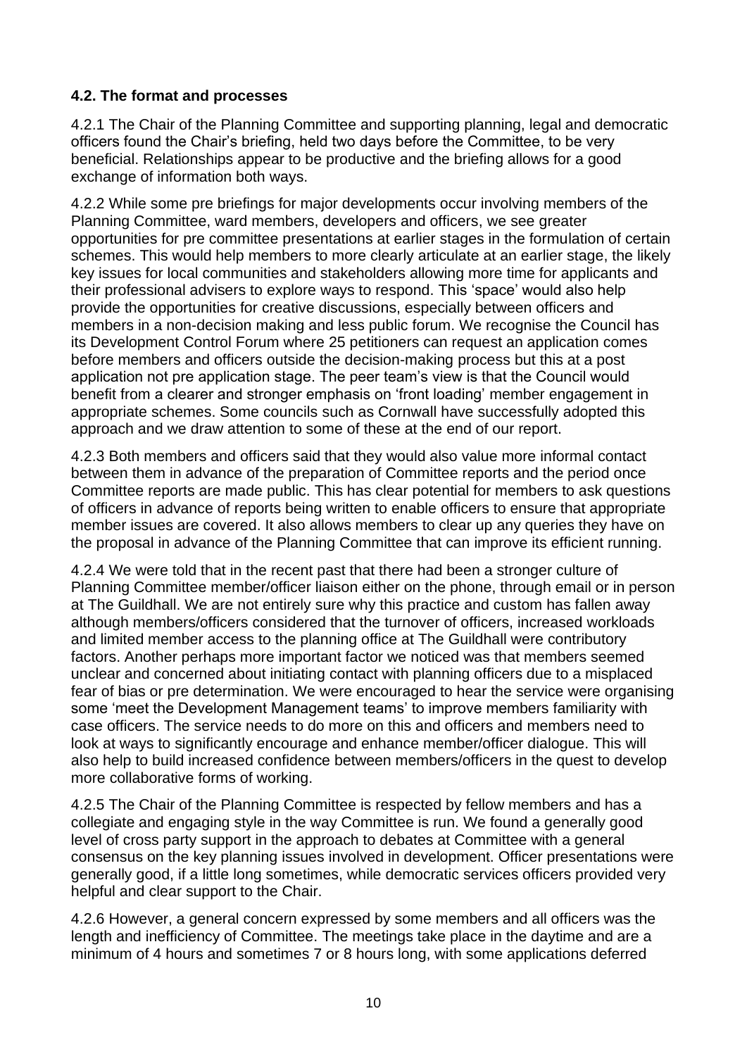### 4.2. The format and processes

4.2.1 The Chair of the Planning Committee and supporting planning, legal and democratic officers found the Chair's briefing, held two days before the Committee, to be very beneficial. Relationships appear to be productive and the briefing allows for a good exchange of information both ways.

4.2.2 While some pre briefings for major developments occur involving members of the Planning Committee, ward members, developers and officers, we see greater opportunities for pre committee presentations at earlier stages in the formulation of certain schemes. This would help members to more clearly articulate at an earlier stage, the likely key issues for local communities and stakeholders allowing more time for applicants and their professional advisers to explore ways to respond. This 'space' would also help provide the opportunities for creative discussions, especially between officers and members in a non-decision making and less public forum. We recognise the Council has its Development Control Forum where 25 petitioners can request an application comes before members and officers outside the decision-making process but this at a post application not pre application stage. The peer team's view is that the Council would benefit from a clearer and stronger emphasis on 'front loading' member engagement in appropriate schemes. Some councils such as Cornwall have successfully adopted this approach and we draw attention to some of these at the end of our report.

4.2.3 Both members and officers said that they would also value more informal contact between them in advance of the preparation of Committee reports and the period once Committee reports are made public. This has clear potential for members to ask questions of officers in advance of reports being written to enable officers to ensure that appropriate member issues are covered. It also allows members to clear up any queries they have on the proposal in advance of the Planning Committee that can improve its efficient running.

4.2.4 We were told that in the recent past that there had been a stronger culture of Planning Committee member/officer liaison either on the phone, through email or in person at The Guildhall. We are not entirely sure why this practice and custom has fallen away although members/officers considered that the turnover of officers, increased workloads and limited member access to the planning office at The Guildhall were contributory factors. Another perhaps more important factor we noticed was that members seemed unclear and concerned about initiating contact with planning officers due to a misplaced fear of bias or pre determination. We were encouraged to hear the service were organising some 'meet the Development Management teams' to improve members familiarity with case officers. The service needs to do more on this and officers and members need to look at ways to significantly encourage and enhance member/officer dialogue. This will also help to build increased confidence between members/officers in the quest to develop more collaborative forms of working.

4.2.5 The Chair of the Planning Committee is respected by fellow members and has a collegiate and engaging style in the way Committee is run. We found a generally good level of cross party support in the approach to debates at Committee with a general consensus on the key planning issues involved in development. Officer presentations were generally good, if a little long sometimes, while democratic services officers provided very helpful and clear support to the Chair.

4.2.6 However, a general concern expressed by some members and all officers was the length and inefficiency of Committee. The meetings take place in the daytime and are a minimum of 4 hours and sometimes 7 or 8 hours long, with some applications deferred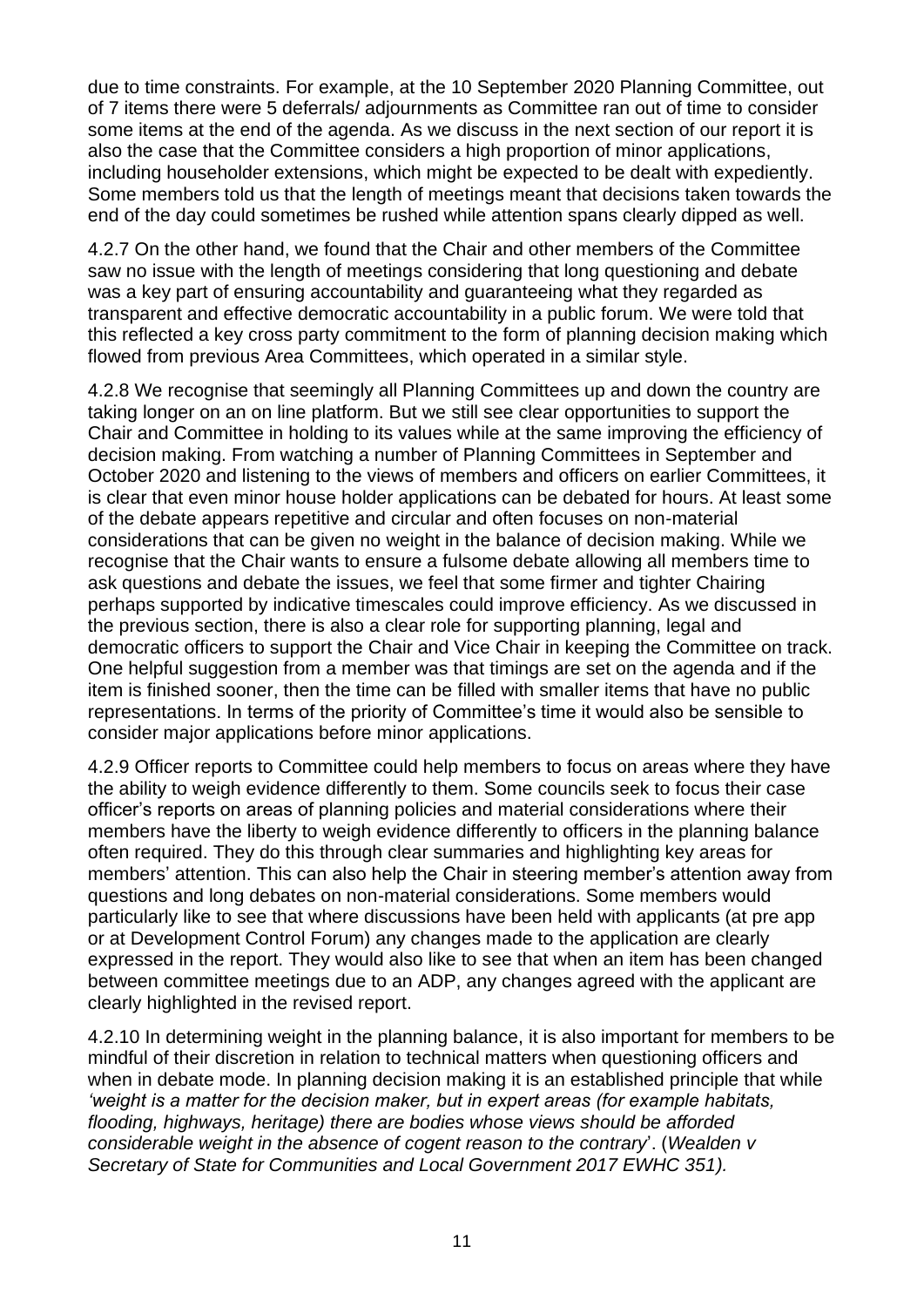due to time constraints. For example, at the 10 September 2020 Planning Committee, out of 7 items there were 5 deferrals/ adjournments as Committee ran out of time to consider some items at the end of the agenda. As we discuss in the next section of our report it is also the case that the Committee considers a high proportion of minor applications, including householder extensions, which might be expected to be dealt with expediently. Some members told us that the length of meetings meant that decisions taken towards the end of the day could sometimes be rushed while attention spans clearly dipped as well.

4.2.7 On the other hand, we found that the Chair and other members of the Committee saw no issue with the length of meetings considering that long questioning and debate was a key part of ensuring accountability and guaranteeing what they regarded as transparent and effective democratic accountability in a public forum. We were told that this reflected a key cross party commitment to the form of planning decision making which flowed from previous Area Committees, which operated in a similar style.

4.2.8 We recognise that seemingly all Planning Committees up and down the country are taking longer on an on line platform. But we still see clear opportunities to support the Chair and Committee in holding to its values while at the same improving the efficiency of decision making. From watching a number of Planning Committees in September and October 2020 and listening to the views of members and officers on earlier Committees, it is clear that even minor house holder applications can be debated for hours. At least some of the debate appears repetitive and circular and often focuses on non-material considerations that can be given no weight in the balance of decision making. While we recognise that the Chair wants to ensure a fulsome debate allowing all members time to ask questions and debate the issues, we feel that some firmer and tighter Chairing perhaps supported by indicative timescales could improve efficiency. As we discussed in the previous section, there is also a clear role for supporting planning, legal and democratic officers to support the Chair and Vice Chair in keeping the Committee on track. One helpful suggestion from a member was that timings are set on the agenda and if the item is finished sooner, then the time can be filled with smaller items that have no public representations. In terms of the priority of Committee's time it would also be sensible to consider major applications before minor applications.

4.2.9 Officer reports to Committee could help members to focus on areas where they have the ability to weigh evidence differently to them. Some councils seek to focus their case officer's reports on areas of planning policies and material considerations where their members have the liberty to weigh evidence differently to officers in the planning balance often required. They do this through clear summaries and highlighting key areas for members' attention. This can also help the Chair in steering member's attention away from questions and long debates on non-material considerations. Some members would particularly like to see that where discussions have been held with applicants (at pre app or at Development Control Forum) any changes made to the application are clearly expressed in the report. They would also like to see that when an item has been changed between committee meetings due to an ADP, any changes agreed with the applicant are clearly highlighted in the revised report.

4.2.10 In determining weight in the planning balance, it is also important for members to be mindful of their discretion in relation to technical matters when questioning officers and when in debate mode. In planning decision making it is an established principle that while *'weight is a matter for the decision maker, but in expert areas (for example habitats, flooding, highways, heritage) there are bodies whose views should be afforded considerable weight in the absence of cogent reason to the contrary*'. (*Wealden v Secretary of State for Communities and Local Government 2017 EWHC 351).*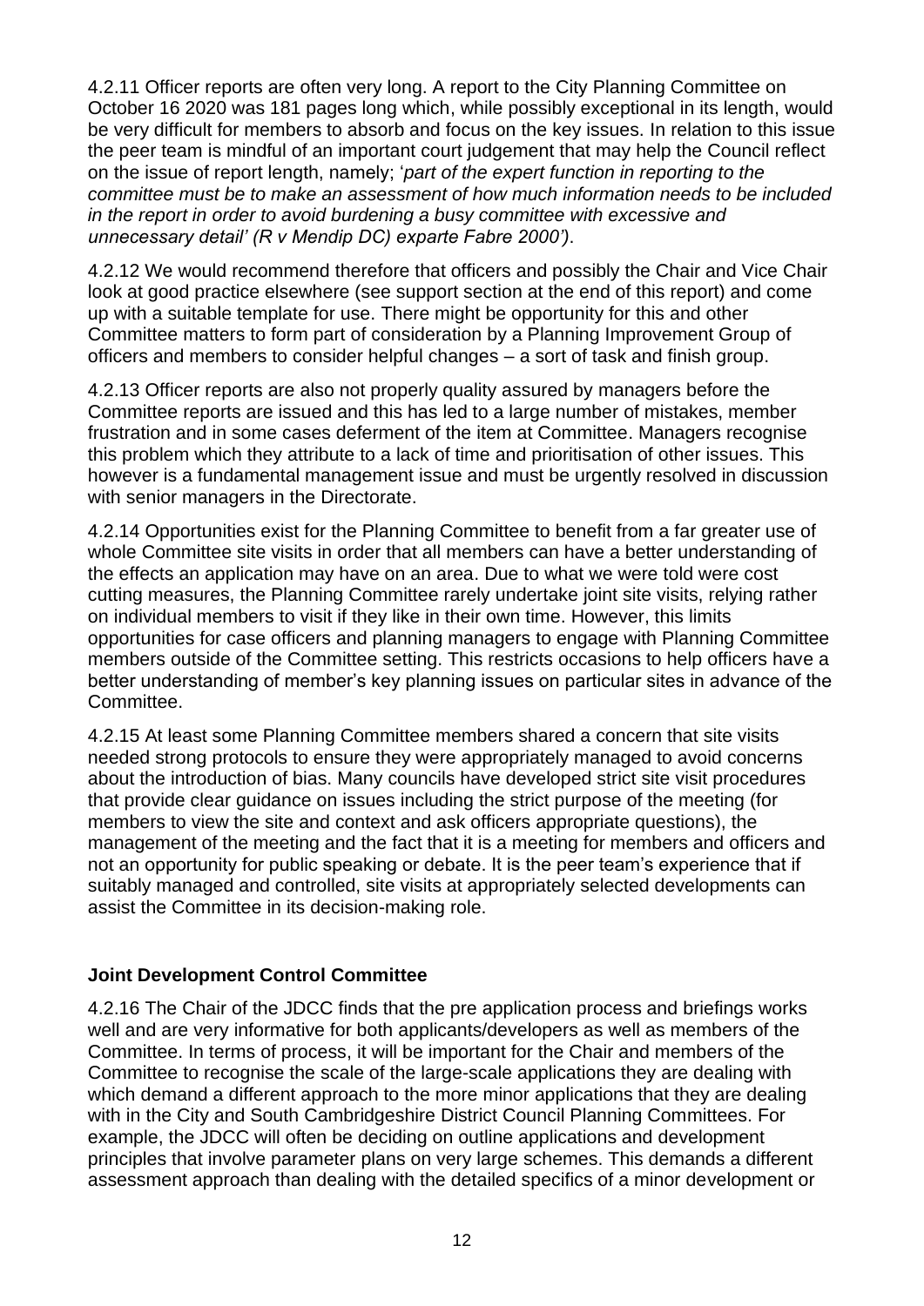4.2.11 Officer reports are often very long. A report to the City Planning Committee on October 16 2020 was 181 pages long which, while possibly exceptional in its length, would be very difficult for members to absorb and focus on the key issues. In relation to this issue the peer team is mindful of an important court judgement that may help the Council reflect on the issue of report length, namely; '*part of the expert function in reporting to the committee must be to make an assessment of how much information needs to be included in the report in order to avoid burdening a busy committee with excessive and unnecessary detail' (R v Mendip DC) exparte Fabre 2000')*.

4.2.12 We would recommend therefore that officers and possibly the Chair and Vice Chair look at good practice elsewhere (see support section at the end of this report) and come up with a suitable template for use. There might be opportunity for this and other Committee matters to form part of consideration by a Planning Improvement Group of officers and members to consider helpful changes – a sort of task and finish group.

4.2.13 Officer reports are also not properly quality assured by managers before the Committee reports are issued and this has led to a large number of mistakes, member frustration and in some cases deferment of the item at Committee. Managers recognise this problem which they attribute to a lack of time and prioritisation of other issues. This however is a fundamental management issue and must be urgently resolved in discussion with senior managers in the Directorate.

4.2.14 Opportunities exist for the Planning Committee to benefit from a far greater use of whole Committee site visits in order that all members can have a better understanding of the effects an application may have on an area. Due to what we were told were cost cutting measures, the Planning Committee rarely undertake joint site visits, relying rather on individual members to visit if they like in their own time. However, this limits opportunities for case officers and planning managers to engage with Planning Committee members outside of the Committee setting. This restricts occasions to help officers have a better understanding of member's key planning issues on particular sites in advance of the Committee.

4.2.15 At least some Planning Committee members shared a concern that site visits needed strong protocols to ensure they were appropriately managed to avoid concerns about the introduction of bias. Many councils have developed strict site visit procedures that provide clear guidance on issues including the strict purpose of the meeting (for members to view the site and context and ask officers appropriate questions), the management of the meeting and the fact that it is a meeting for members and officers and not an opportunity for public speaking or debate. It is the peer team's experience that if suitably managed and controlled, site visits at appropriately selected developments can assist the Committee in its decision-making role.

**Joint Development Control Committee**

4.2.16 The Chair of the JDCC finds that the pre application process and briefings works well and are very informative for both applicants/developers as well as members of the Committee. In terms of process, it will be important for the Chair and members of the Committee to recognise the scale of the large-scale applications they are dealing with which demand a different approach to the more minor applications that they are dealing with in the City and South Cambridgeshire District Council Planning Committees. For example, the JDCC will often be deciding on outline applications and development principles that involve parameter plans on very large schemes. This demands a different assessment approach than dealing with the detailed specifics of a minor development or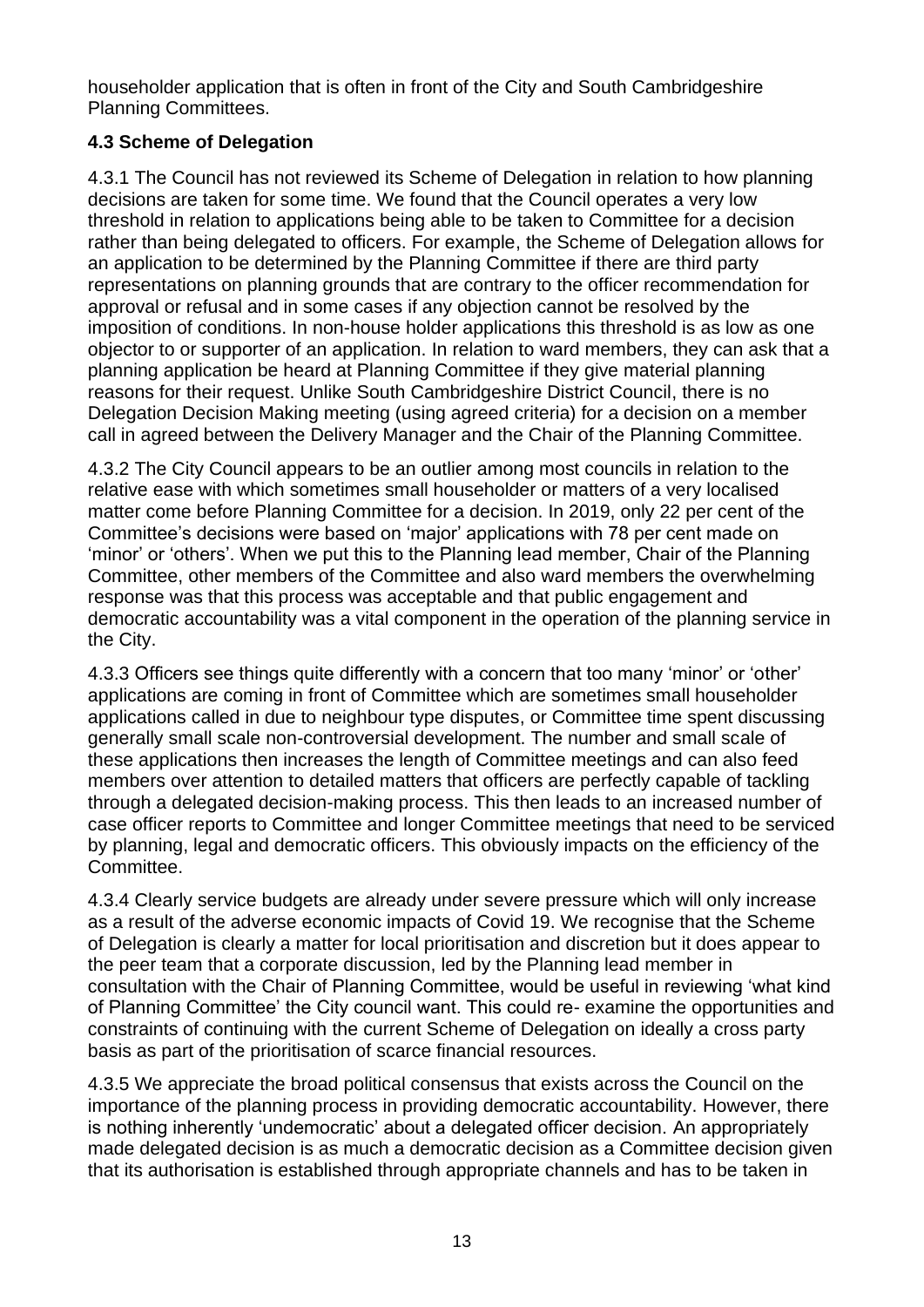householder application that is often in front of the City and South Cambridgeshire Planning Committees.

### 4.3 Scheme of Delegation

4.3.1 The Council has not reviewed its Scheme of Delegation in relation to how planning decisions are taken for some time. We found that the Council operates a very low threshold in relation to applications being able to be taken to Committee for a decision rather than being delegated to officers. For example, the Scheme of Delegation allows for an application to be determined by the Planning Committee if there are third party representations on planning grounds that are contrary to the officer recommendation for approval or refusal and in some cases if any objection cannot be resolved by the imposition of conditions. In non-house holder applications this threshold is as low as one objector to or supporter of an application. In relation to ward members, they can ask that a planning application be heard at Planning Committee if they give material planning reasons for their request. Unlike South Cambridgeshire District Council, there is no Delegation Decision Making meeting (using agreed criteria) for a decision on a member call in agreed between the Delivery Manager and the Chair of the Planning Committee.

4.3.2 The City Council appears to be an outlier among most councils in relation to the relative ease with which sometimes small householder or matters of a very localised matter come before Planning Committee for a decision. In 2019, only 22 per cent of the Committee's decisions were based on 'major' applications with 78 per cent made on 'minor' or 'others'. When we put this to the Planning lead member, Chair of the Planning Committee, other members of the Committee and also ward members the overwhelming response was that this process was acceptable and that public engagement and democratic accountability was a vital component in the operation of the planning service in the City.

4.3.3 Officers see things quite differently with a concern that too many 'minor' or 'other' applications are coming in front of Committee which are sometimes small householder applications called in due to neighbour type disputes, or Committee time spent discussing generally small scale non-controversial development. The number and small scale of these applications then increases the length of Committee meetings and can also feed members over attention to detailed matters that officers are perfectly capable of tackling through a delegated decision-making process. This then leads to an increased number of case officer reports to Committee and longer Committee meetings that need to be serviced by planning, legal and democratic officers. This obviously impacts on the efficiency of the Committee.

4.3.4 Clearly service budgets are already under severe pressure which will only increase as a result of the adverse economic impacts of Covid 19. We recognise that the Scheme of Delegation is clearly a matter for local prioritisation and discretion but it does appear to the peer team that a corporate discussion, led by the Planning lead member in consultation with the Chair of Planning Committee, would be useful in reviewing 'what kind of Planning Committee' the City council want. This could re- examine the opportunities and constraints of continuing with the current Scheme of Delegation on ideally a cross party basis as part of the prioritisation of scarce financial resources.

4.3.5 We appreciate the broad political consensus that exists across the Council on the importance of the planning process in providing democratic accountability. However, there is nothing inherently 'undemocratic' about a delegated officer decision. An appropriately made delegated decision is as much a democratic decision as a Committee decision given that its authorisation is established through appropriate channels and has to be taken in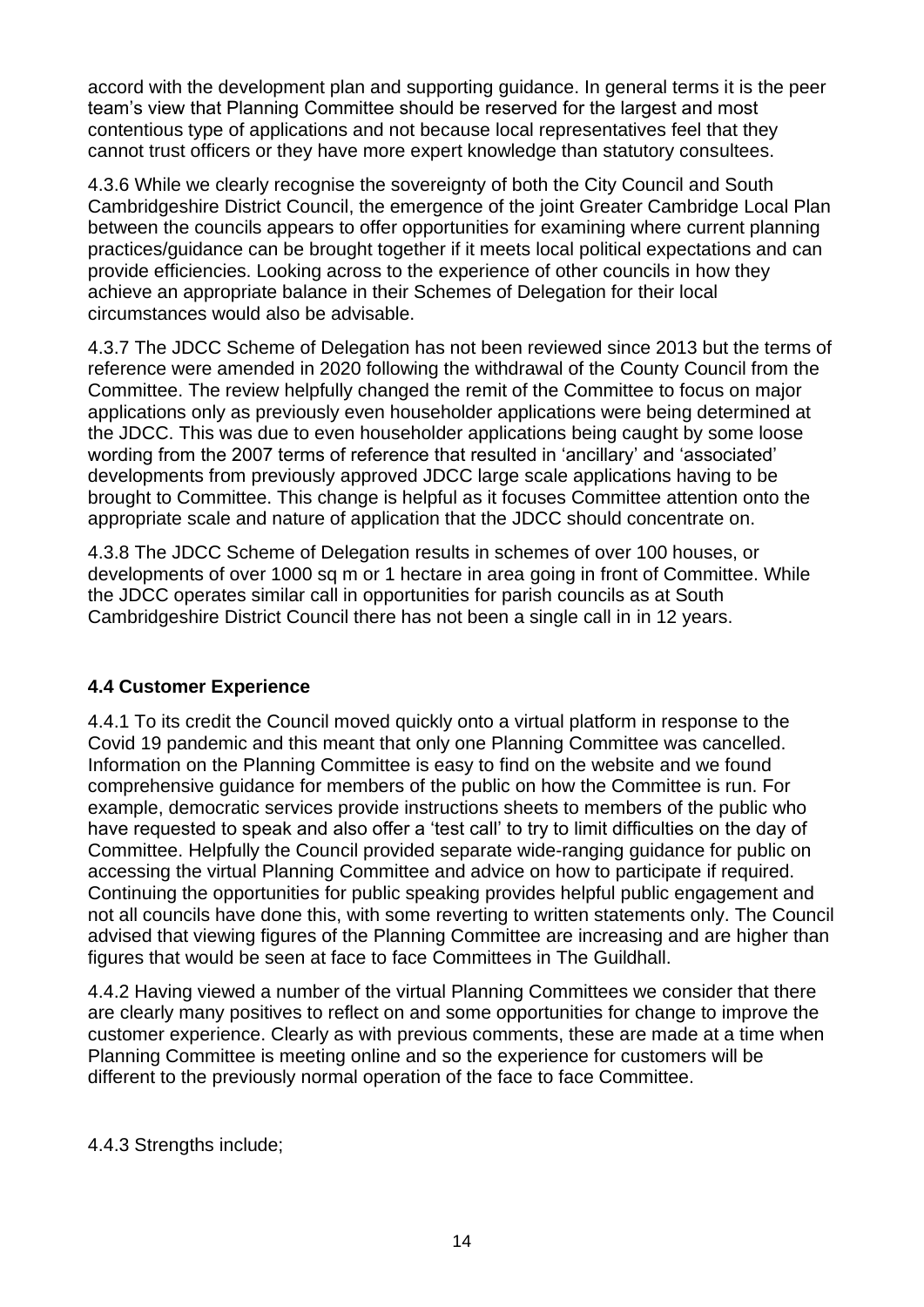accord with the development plan and supporting guidance. In general terms it is the peer team's view that Planning Committee should be reserved for the largest and most contentious type of applications and not because local representatives feel that they cannot trust officers or they have more expert knowledge than statutory consultees.

4.3.6 While we clearly recognise the sovereignty of both the City Council and South Cambridgeshire District Council, the emergence of the joint Greater Cambridge Local Plan between the councils appears to offer opportunities for examining where current planning practices/guidance can be brought together if it meets local political expectations and can provide efficiencies. Looking across to the experience of other councils in how they achieve an appropriate balance in their Schemes of Delegation for their local circumstances would also be advisable.

4.3.7 The JDCC Scheme of Delegation has not been reviewed since 2013 but the terms of reference were amended in 2020 following the withdrawal of the County Council from the Committee. The review helpfully changed the remit of the Committee to focus on major applications only as previously even householder applications were being determined at the JDCC. This was due to even householder applications being caught by some loose wording from the 2007 terms of reference that resulted in 'ancillary' and 'associated' developments from previously approved JDCC large scale applications having to be brought to Committee. This change is helpful as it focuses Committee attention onto the appropriate scale and nature of application that the JDCC should concentrate on.

4.3.8 The JDCC Scheme of Delegation results in schemes of over 100 houses, or developments of over 1000 sq m or 1 hectare in area going in front of Committee. While the JDCC operates similar call in opportunities for parish councils as at South Cambridgeshire District Council there has not been a single call in in 12 years.

### 4.4 Customer Experience

4.4.1 To its credit the Council moved quickly onto a virtual platform in response to the Covid 19 pandemic and this meant that only one Planning Committee was cancelled. Information on the Planning Committee is easy to find on the website and we found comprehensive guidance for members of the public on how the Committee is run. For example, democratic services provide instructions sheets to members of the public who have requested to speak and also offer a 'test call' to try to limit difficulties on the day of Committee. Helpfully the Council provided separate wide-ranging guidance for public on accessing the virtual Planning Committee and advice on how to participate if required. Continuing the opportunities for public speaking provides helpful public engagement and not all councils have done this, with some reverting to written statements only. The Council advised that viewing figures of the Planning Committee are increasing and are higher than figures that would be seen at face to face Committees in The Guildhall.

4.4.2 Having viewed a number of the virtual Planning Committees we consider that there are clearly many positives to reflect on and some opportunities for change to improve the customer experience. Clearly as with previous comments, these are made at a time when Planning Committee is meeting online and so the experience for customers will be different to the previously normal operation of the face to face Committee.

4.4.3 Strengths include;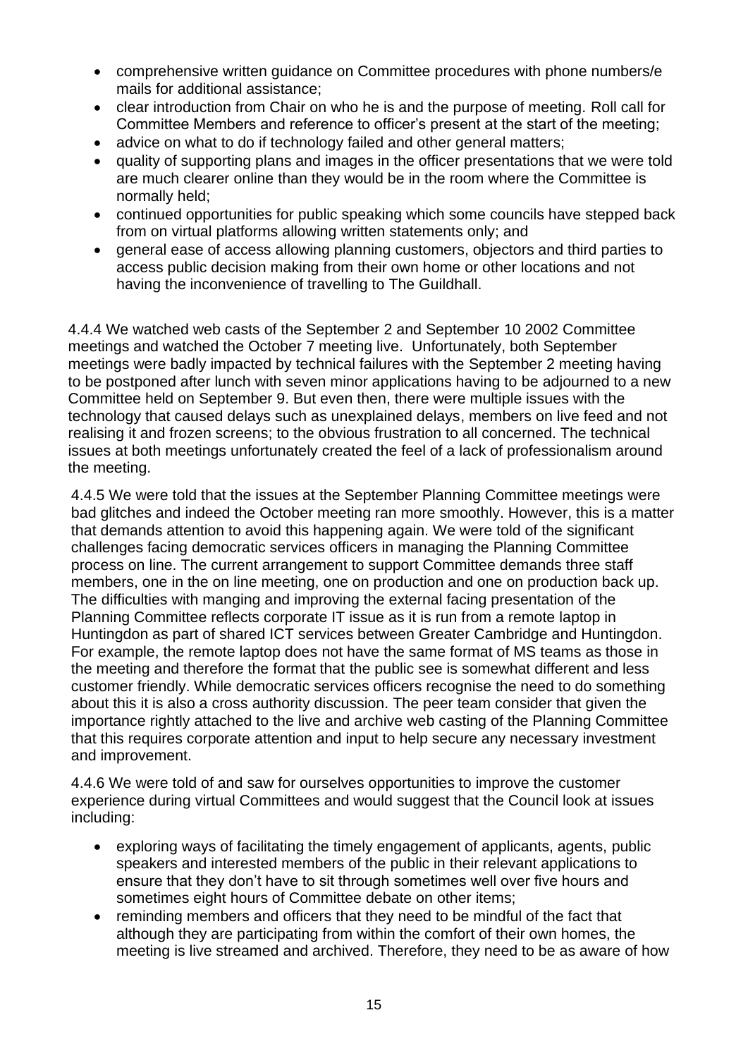- comprehensive written guidance on Committee procedures with phone numbers/e mails for additional assistance;
- clear introduction from Chair on who he is and the purpose of meeting. Roll call for Committee Members and reference to officer's present at the start of the meeting;
- advice on what to do if technology failed and other general matters;
- quality of supporting plans and images in the officer presentations that we were told are much clearer online than they would be in the room where the Committee is normally held;
- continued opportunities for public speaking which some councils have stepped back from on virtual platforms allowing written statements only; and
- general ease of access allowing planning customers, objectors and third parties to access public decision making from their own home or other locations and not having the inconvenience of travelling to The Guildhall.

4.4.4 We watched web casts of the September 2 and September 10 2002 Committee meetings and watched the October 7 meeting live. Unfortunately, both September meetings were badly impacted by technical failures with the September 2 meeting having to be postponed after lunch with seven minor applications having to be adjourned to a new Committee held on September 9. But even then, there were multiple issues with the technology that caused delays such as unexplained delays, members on live feed and not realising it and frozen screens; to the obvious frustration to all concerned. The technical issues at both meetings unfortunately created the feel of a lack of professionalism around the meeting.

4.4.5 We were told that the issues at the September Planning Committee meetings were bad glitches and indeed the October meeting ran more smoothly. However, this is a matter that demands attention to avoid this happening again. We were told of the significant challenges facing democratic services officers in managing the Planning Committee process on line. The current arrangement to support Committee demands three staff members, one in the on line meeting, one on production and one on production back up. The difficulties with manging and improving the external facing presentation of the Planning Committee reflects corporate IT issue as it is run from a remote laptop in Huntingdon as part of shared ICT services between Greater Cambridge and Huntingdon. For example, the remote laptop does not have the same format of MS teams as those in the meeting and therefore the format that the public see is somewhat different and less customer friendly. While democratic services officers recognise the need to do something about this it is also a cross authority discussion. The peer team consider that given the importance rightly attached to the live and archive web casting of the Planning Committee that this requires corporate attention and input to help secure any necessary investment and improvement.

4.4.6 We were told of and saw for ourselves opportunities to improve the customer experience during virtual Committees and would suggest that the Council look at issues including:

- exploring ways of facilitating the timely engagement of applicants, agents, public speakers and interested members of the public in their relevant applications to ensure that they don't have to sit through sometimes well over five hours and sometimes eight hours of Committee debate on other items;
- reminding members and officers that they need to be mindful of the fact that although they are participating from within the comfort of their own homes, the meeting is live streamed and archived. Therefore, they need to be as aware of how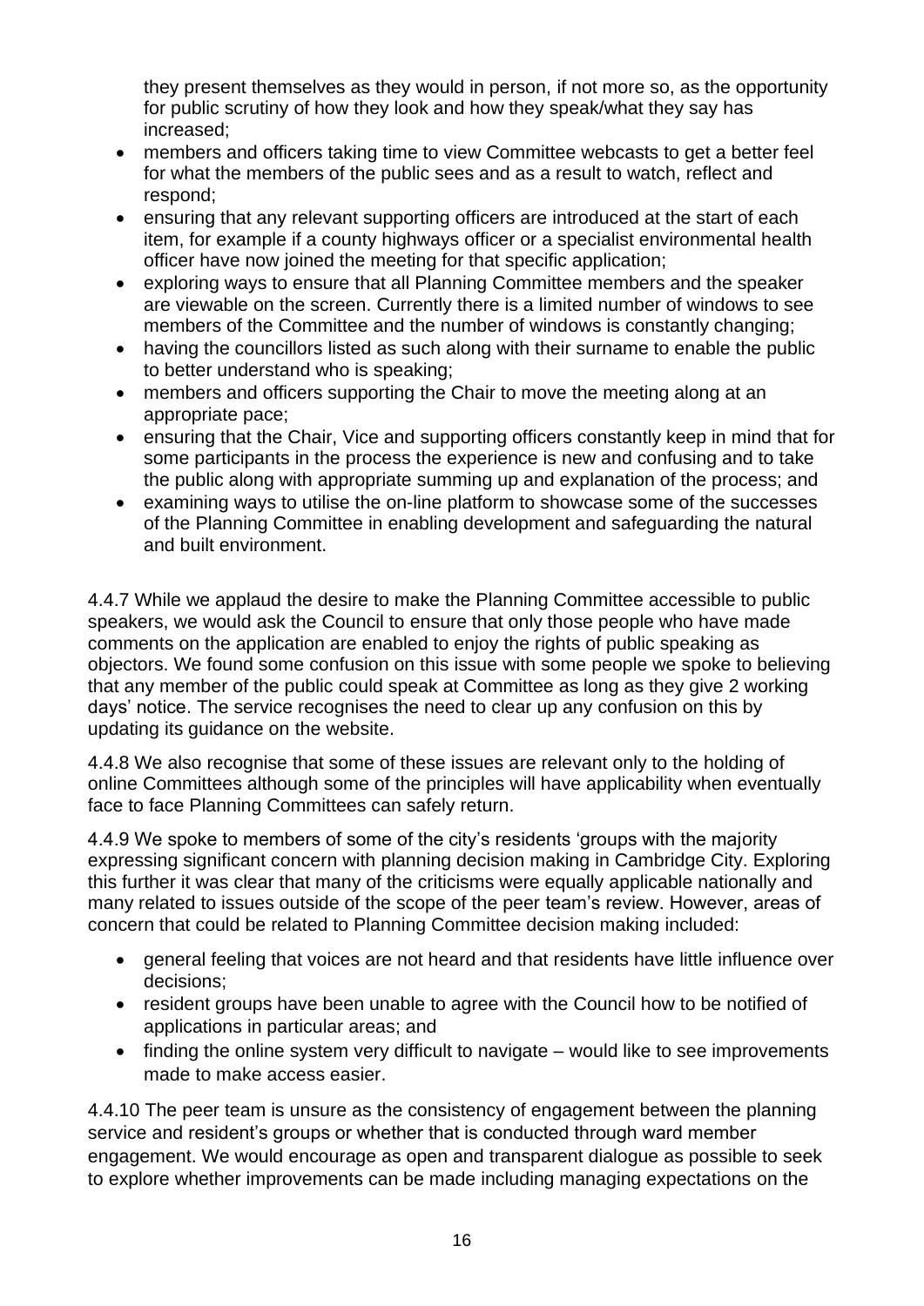they present themselves as they would in person, if not more so, as the opportunity for public scrutiny of how they look and how they speak/what they say has increased;

- members and officers taking time to view Committee webcasts to get a better feel for what the members of the public sees and as a result to watch, reflect and respond;
- ensuring that any relevant supporting officers are introduced at the start of each item, for example if a county highways officer or a specialist environmental health officer have now joined the meeting for that specific application;
- exploring ways to ensure that all Planning Committee members and the speaker are viewable on the screen. Currently there is a limited number of windows to see members of the Committee and the number of windows is constantly changing;
- having the councillors listed as such along with their surname to enable the public to better understand who is speaking;
- members and officers supporting the Chair to move the meeting along at an appropriate pace;
- ensuring that the Chair, Vice and supporting officers constantly keep in mind that for some participants in the process the experience is new and confusing and to take the public along with appropriate summing up and explanation of the process; and
- examining ways to utilise the on-line platform to showcase some of the successes of the Planning Committee in enabling development and safeguarding the natural and built environment.

4.4.7 While we applaud the desire to make the Planning Committee accessible to public speakers, we would ask the Council to ensure that only those people who have made comments on the application are enabled to enjoy the rights of public speaking as objectors. We found some confusion on this issue with some people we spoke to believing that any member of the public could speak at Committee as long as they give 2 working days' notice. The service recognises the need to clear up any confusion on this by updating its guidance on the website.

4.4.8 We also recognise that some of these issues are relevant only to the holding of online Committees although some of the principles will have applicability when eventually face to face Planning Committees can safely return.

4.4.9 We spoke to members of some of the city's residents 'groups with the majority expressing significant concern with planning decision making in Cambridge City. Exploring this further it was clear that many of the criticisms were equally applicable nationally and many related to issues outside of the scope of the peer team's review. However, areas of concern that could be related to Planning Committee decision making included:

- general feeling that voices are not heard and that residents have little influence over decisions;
- resident groups have been unable to agree with the Council how to be notified of applications in particular areas; and
- finding the online system very difficult to navigate – would like to see improvements made to make access easier.

4.4.10 The peer team is unsure as the consistency of engagement between the planning service and resident's groups or whether that is conducted through ward member engagement. We would encourage as open and transparent dialogue as possible to seek to explore whether improvements can be made including managing expectations on the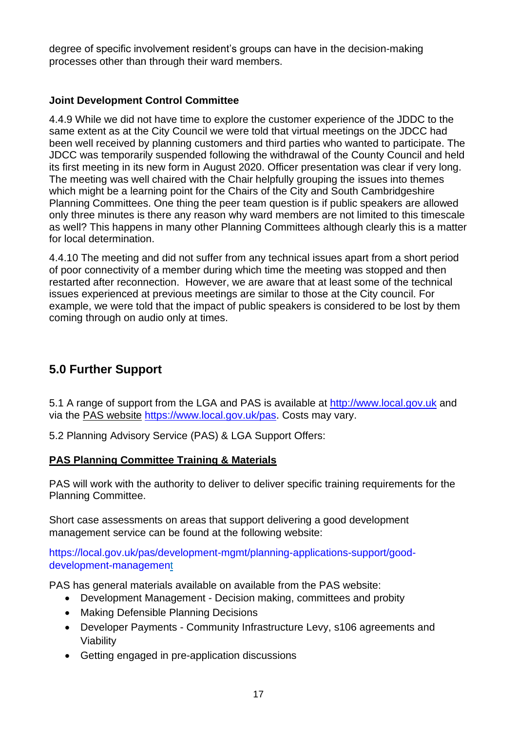degree of specific involvement resident's groups can have in the decision-making processes other than through their ward members.

**Joint Development Control Committee**

4.4.9 While we did not have time to explore the customer experience of the JDDC to the same extent as at the City Council we were told that virtual meetings on the JDCC had been well received by planning customers and third parties who wanted to participate. The JDCC was temporarily suspended following the withdrawal of the County Council and held its first meeting in its new form in August 2020. Officer presentation was clear if very long. The meeting was well chaired with the Chair helpfully grouping the issues into themes which might be a learning point for the Chairs of the City and South Cambridgeshire Planning Committees. One thing the peer team question is if public speakers are allowed only three minutes is there any reason why ward members are not limited to this timescale as well? This happens in many other Planning Committees although clearly this is a matter for local determination.

4.4.10 The meeting and did not suffer from any technical issues apart from a short period of poor connectivity of a member during which time the meeting was stopped and then restarted after reconnection. However, we are aware that at least some of the technical issues experienced at previous meetings are similar to those at the City council. For example, we were told that the impact of public speakers is considered to be lost by them coming through on audio only at times.

## 5.0 Further Support

5.1 A range of support from the LGA and PAS is available at http://www.local.gov.uk and via the PAS website https://www.local.gov.uk/pas. Costs may vary.

5.2 Planning Advisory Service (PAS) & LGA Support Offers:

**PAS Planning Committee Training & Materials**

PAS will work with the authority to deliver to deliver specific training requirements for the Planning Committee.

Short case assessments on areas that support delivering a good development management service can be found at the following website:

https://local.gov.uk/pas/development-mgmt/planning-applications-support/good-development-management

PAS has general materials available on available from the PAS website:

- Development Management - Decision making, committees and probity
- Making Defensible Planning Decisions
- Developer Payments - Community Infrastructure Levy, s106 agreements and Viability
- Getting engaged in pre-application discussions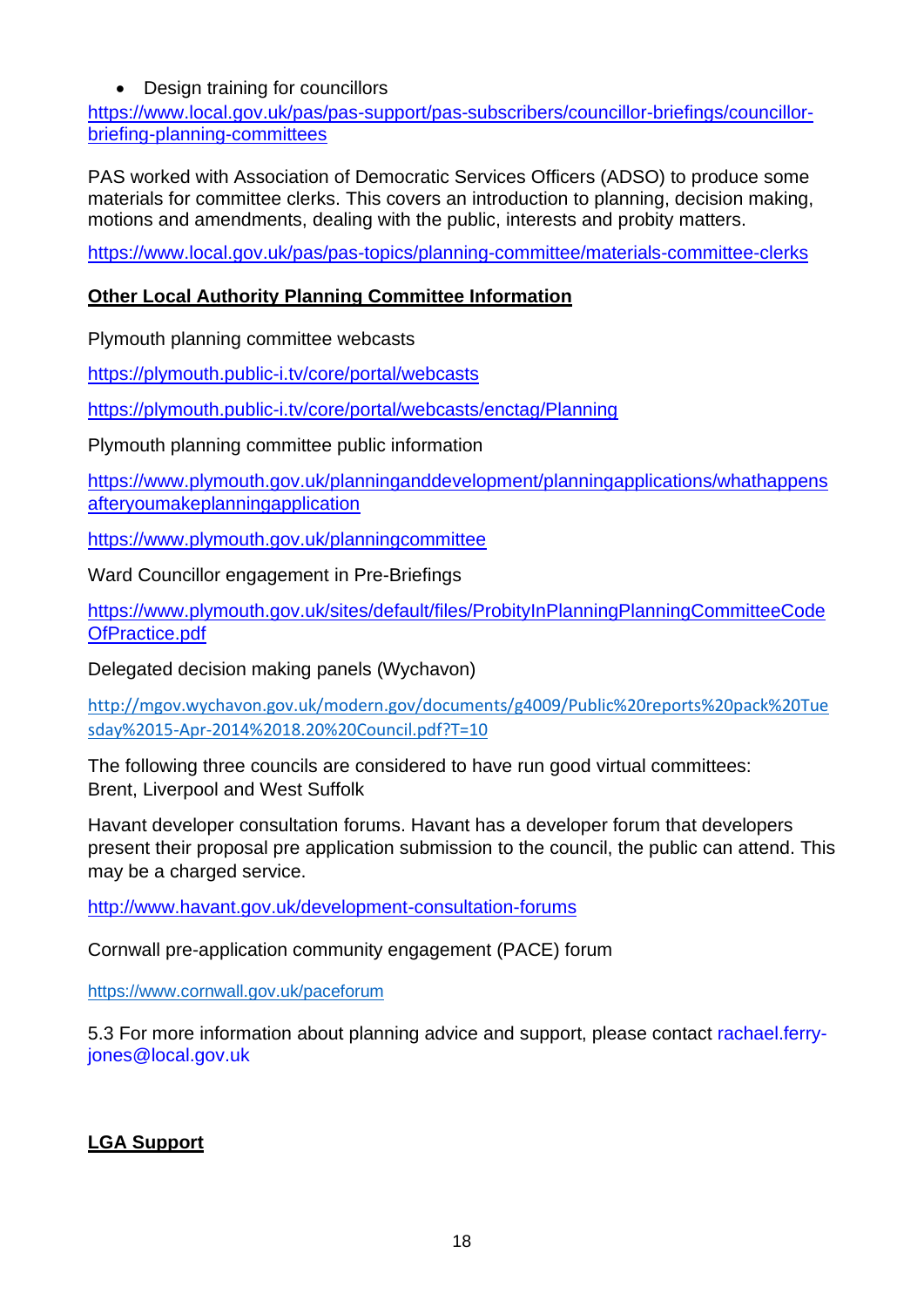- Design training for councillors

https://www.local.gov.uk/pas/pas-support/pas-subscribers/councillor-briefings/councillor-briefing-planning-committees

PAS worked with Association of Democratic Services Officers (ADSO) to produce some materials for committee clerks. This covers an introduction to planning, decision making, motions and amendments, dealing with the public, interests and probity matters.

https://www.local.gov.uk/pas/pas-topics/planning-committee/materials-committee-clerks

**<u>Other Local Authority Planning Committee Information</u>**

Plymouth planning committee webcasts

https://plymouth.public-i.tv/core/portal/webcasts

https://plymouth.public-i.tv/core/portal/webcasts/enctag/Planning

Plymouth planning committee public information

https://www.plymouth.gov.uk/planninganddevelopment/planningapplications/whathappensafteryoumakeplanningapplication

https://www.plymouth.gov.uk/planningcommittee

Ward Councillor engagement in Pre-Briefings

https://www.plymouth.gov.uk/sites/default/files/ProbityInPlanningPlanningCommitteeCodeOfPractice.pdf

Delegated decision making panels (Wychavon)

http://mgov.wychavon.gov.uk/modern.gov/documents/g4009/Public%20reports%20pack%20Tuesday%2015-Apr-2014%2018.20%20Council.pdf?T=10

The following three councils are considered to have run good virtual committees:
Brent, Liverpool and West Suffolk

Havant developer consultation forums. Havant has a developer forum that developers present their proposal pre application submission to the council, the public can attend. This may be a charged service.

http://www.havant.gov.uk/development-consultation-forums

Cornwall pre-application community engagement (PACE) forum

https://www.cornwall.gov.uk/paceforum

5.3 For more information about planning advice and support, please contact rachael.ferry-jones@local.gov.uk

**<u>LGA Support</u>**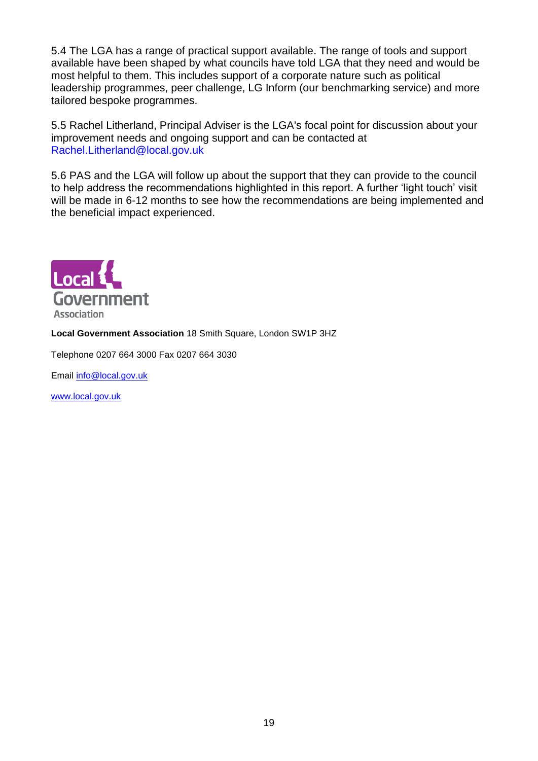5.4 The LGA has a range of practical support available. The range of tools and support available have been shaped by what councils have told LGA that they need and would be most helpful to them. This includes support of a corporate nature such as political leadership programmes, peer challenge, LG Inform (our benchmarking service) and more tailored bespoke programmes.

5.5 Rachel Litherland, Principal Adviser is the LGA's focal point for discussion about your improvement needs and ongoing support and can be contacted at Rachel.Litherland@local.gov.uk

5.6 PAS and the LGA will follow up about the support that they can provide to the council to help address the recommendations highlighted in this report. A further 'light touch' visit will be made in 6-12 months to see how the recommendations are being implemented and the beneficial impact experienced.

Local Government Association

**Local Government Association** 18 Smith Square, London SW1P 3HZ

Telephone 0207 664 3000 Fax 0207 664 3030

Email info@local.gov.uk

www.local.gov.uk